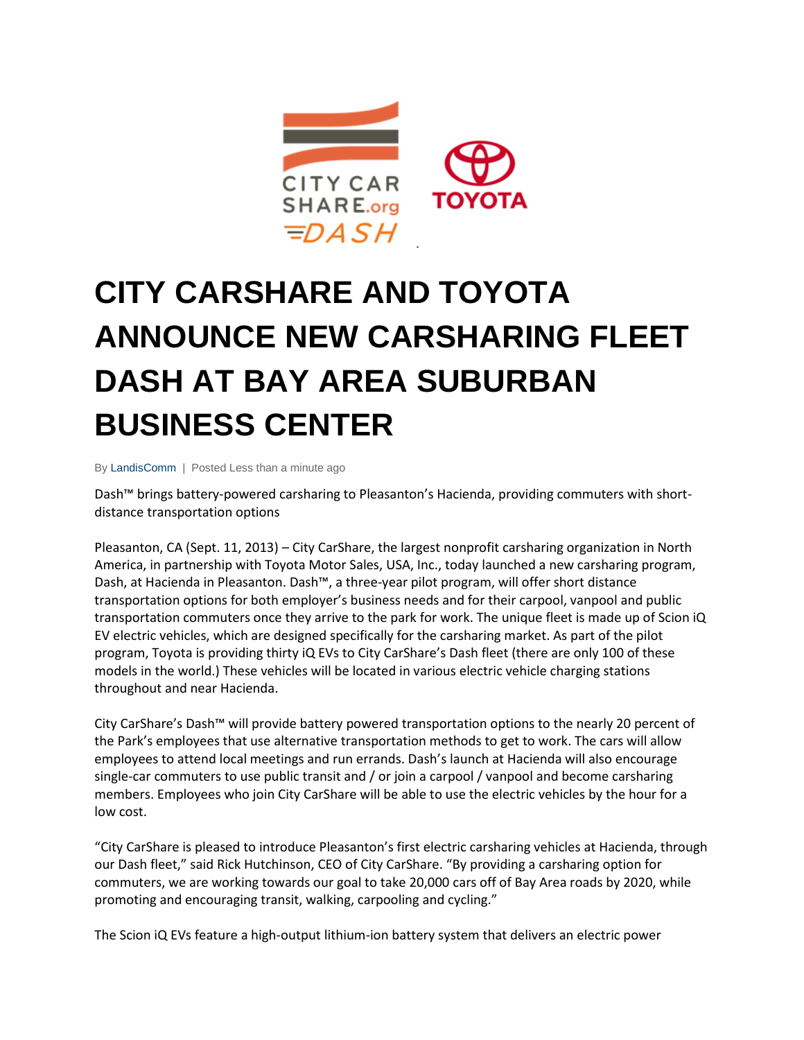# CITY CARSHARE AND TOYOTA ANNOUNCE NEW CARSHARING FLEET DASH AT BAY AREA SUBURBAN BUSINESS CENTER

By LandisComm | Posted Less than a minute ago

Dash™ brings battery-powered carsharing to Pleasanton's Hacienda, providing commuters with short-distance transportation options

Pleasanton, CA (Sept. 11, 2013) – City CarShare, the largest nonprofit carsharing organization in North America, in partnership with Toyota Motor Sales, USA, Inc., today launched a new carsharing program, Dash, at Hacienda in Pleasanton. Dash™, a three-year pilot program, will offer short distance transportation options for both employer's business needs and for their carpool, vanpool and public transportation commuters once they arrive to the park for work. The unique fleet is made up of Scion iQ EV electric vehicles, which are designed specifically for the carsharing market. As part of the pilot program, Toyota is providing thirty iQ EVs to City CarShare's Dash fleet (there are only 100 of these models in the world.) These vehicles will be located in various electric vehicle charging stations throughout and near Hacienda.

City CarShare's Dash™ will provide battery powered transportation options to the nearly 20 percent of the Park's employees that use alternative transportation methods to get to work. The cars will allow employees to attend local meetings and run errands. Dash's launch at Hacienda will also encourage single-car commuters to use public transit and / or join a carpool / vanpool and become carsharing members. Employees who join City CarShare will be able to use the electric vehicles by the hour for a low cost.

"City CarShare is pleased to introduce Pleasanton's first electric carsharing vehicles at Hacienda, through our Dash fleet," said Rick Hutchinson, CEO of City CarShare. "By providing a carsharing option for commuters, we are working towards our goal to take 20,000 cars off of Bay Area roads by 2020, while promoting and encouraging transit, walking, carpooling and cycling."

The Scion iQ EVs feature a high-output lithium-ion battery system that delivers an electric power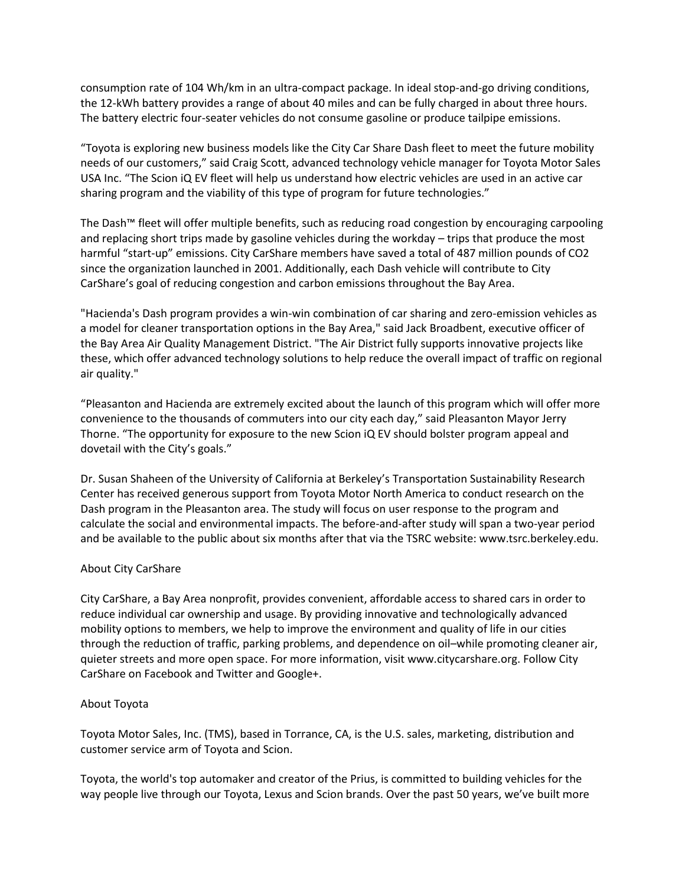consumption rate of 104 Wh/km in an ultra-compact package. In ideal stop-and-go driving conditions, the 12-kWh battery provides a range of about 40 miles and can be fully charged in about three hours. The battery electric four-seater vehicles do not consume gasoline or produce tailpipe emissions.

"Toyota is exploring new business models like the City Car Share Dash fleet to meet the future mobility needs of our customers," said Craig Scott, advanced technology vehicle manager for Toyota Motor Sales USA Inc. "The Scion iQ EV fleet will help us understand how electric vehicles are used in an active car sharing program and the viability of this type of program for future technologies."

The Dash™ fleet will offer multiple benefits, such as reducing road congestion by encouraging carpooling and replacing short trips made by gasoline vehicles during the workday – trips that produce the most harmful "start-up" emissions. City CarShare members have saved a total of 487 million pounds of $CO_2$ since the organization launched in 2001. Additionally, each Dash vehicle will contribute to City CarShare's goal of reducing congestion and carbon emissions throughout the Bay Area.

"Hacienda's Dash program provides a win-win combination of car sharing and zero-emission vehicles as a model for cleaner transportation options in the Bay Area," said Jack Broadbent, executive officer of the Bay Area Air Quality Management District. "The Air District fully supports innovative projects like these, which offer advanced technology solutions to help reduce the overall impact of traffic on regional air quality."

"Pleasanton and Hacienda are extremely excited about the launch of this program which will offer more convenience to the thousands of commuters into our city each day," said Pleasanton Mayor Jerry Thorne. "The opportunity for exposure to the new Scion iQ EV should bolster program appeal and dovetail with the City's goals."

Dr. Susan Shaheen of the University of California at Berkeley's Transportation Sustainability Research Center has received generous support from Toyota Motor North America to conduct research on the Dash program in the Pleasanton area. The study will focus on user response to the program and calculate the social and environmental impacts. The before-and-after study will span a two-year period and be available to the public about six months after that via the TSRC website: www.tsrc.berkeley.edu.

About City CarShare

City CarShare, a Bay Area nonprofit, provides convenient, affordable access to shared cars in order to reduce individual car ownership and usage. By providing innovative and technologically advanced mobility options to members, we help to improve the environment and quality of life in our cities through the reduction of traffic, parking problems, and dependence on oil–while promoting cleaner air, quieter streets and more open space. For more information, visit www.citycarshare.org. Follow City CarShare on Facebook and Twitter and Google+.

About Toyota

Toyota Motor Sales, Inc. (TMS), based in Torrance, CA, is the U.S. sales, marketing, distribution and customer service arm of Toyota and Scion.

Toyota, the world's top automaker and creator of the Prius, is committed to building vehicles for the way people live through our Toyota, Lexus and Scion brands. Over the past 50 years, we've built more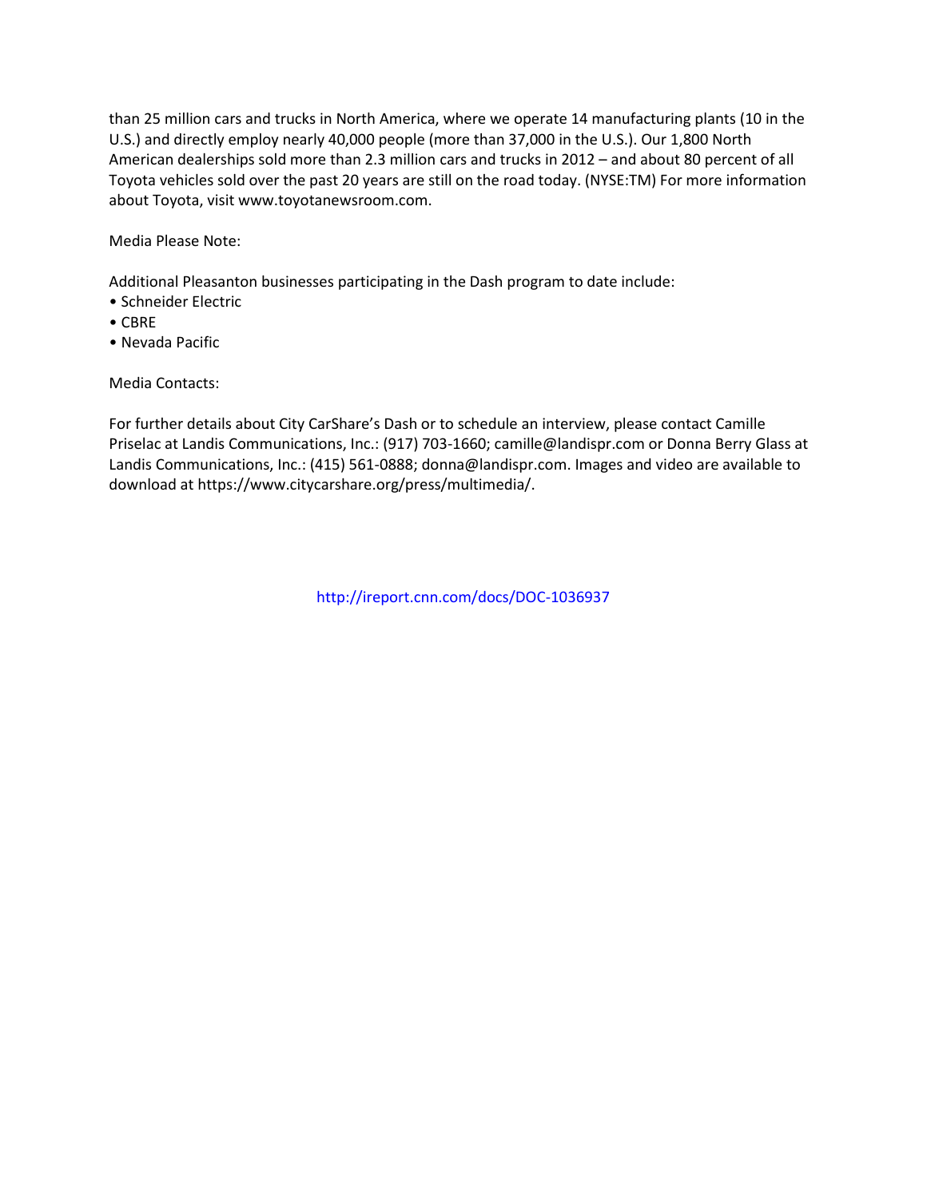than 25 million cars and trucks in North America, where we operate 14 manufacturing plants (10 in the U.S.) and directly employ nearly 40,000 people (more than 37,000 in the U.S.). Our 1,800 North American dealerships sold more than 2.3 million cars and trucks in 2012 – and about 80 percent of all Toyota vehicles sold over the past 20 years are still on the road today. (NYSE:TM) For more information about Toyota, visit www.toyotanewsroom.com.

Media Please Note:

Additional Pleasanton businesses participating in the Dash program to date include:

- Schneider Electric
- CBRE
- Nevada Pacific

Media Contacts:

For further details about City CarShare's Dash or to schedule an interview, please contact Camille Priselac at Landis Communications, Inc.: (917) 703-1660; camille@landispr.com or Donna Berry Glass at Landis Communications, Inc.: (415) 561-0888; donna@landispr.com. Images and video are available to download at https://www.citycarshare.org/press/multimedia/.

http://ireport.cnn.com/docs/DOC-1036937